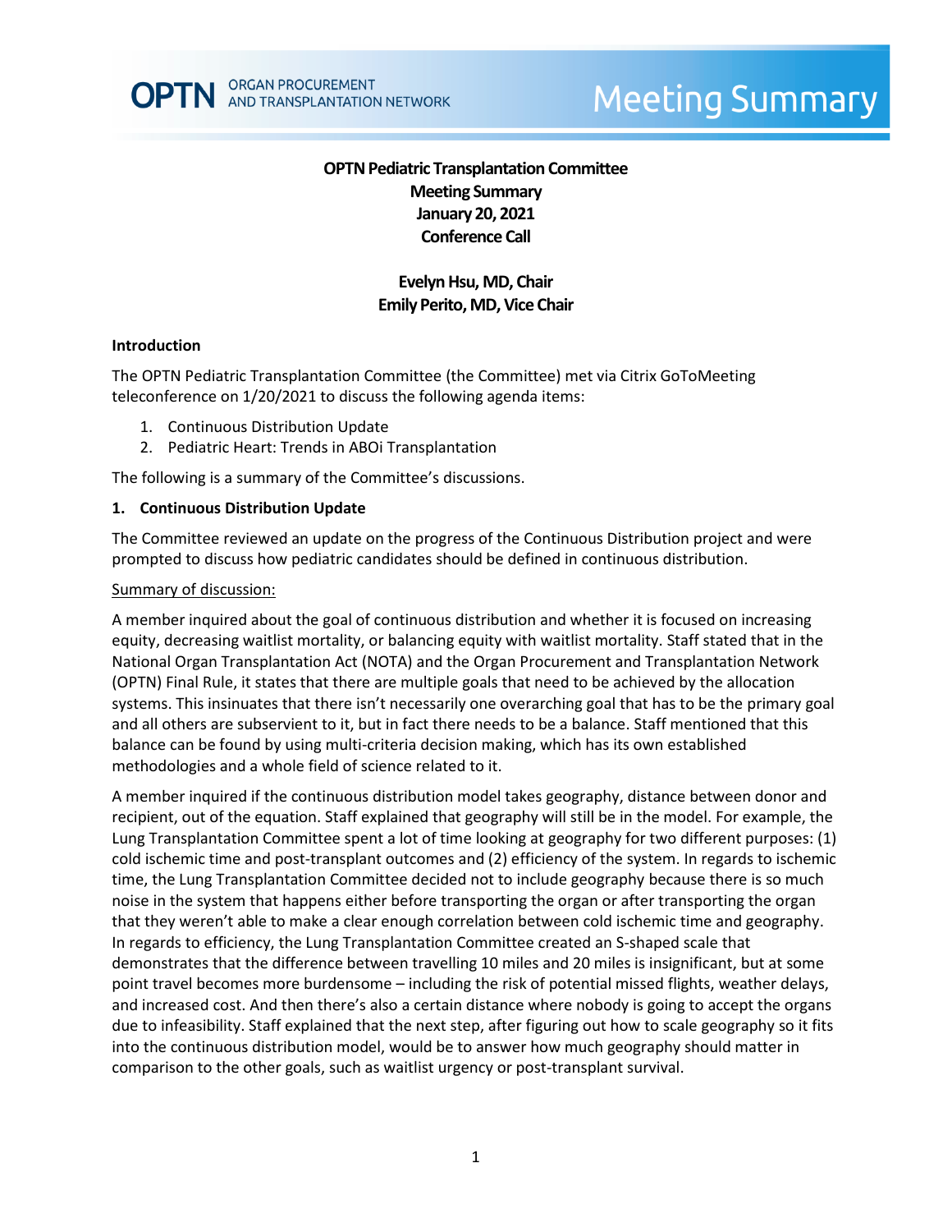# OPTN Pediatric Transplantation Committee
## Meeting Summary
## January 20, 2021
## Conference Call

**Evelyn Hsu, MD, Chair**
**Emily Perito, MD, Vice Chair**

### Introduction

The OPTN Pediatric Transplantation Committee (the Committee) met via Citrix GoToMeeting teleconference on 1/20/2021 to discuss the following agenda items:

1. Continuous Distribution Update
2. Pediatric Heart: Trends in ABOi Transplantation

The following is a summary of the Committee's discussions.

### 1. Continuous Distribution Update

The Committee reviewed an update on the progress of the Continuous Distribution project and were prompted to discuss how pediatric candidates should be defined in continuous distribution.

Summary of discussion:

A member inquired about the goal of continuous distribution and whether it is focused on increasing equity, decreasing waitlist mortality, or balancing equity with waitlist mortality. Staff stated that in the National Organ Transplantation Act (NOTA) and the Organ Procurement and Transplantation Network (OPTN) Final Rule, it states that there are multiple goals that need to be achieved by the allocation systems. This insinuates that there isn't necessarily one overarching goal that has to be the primary goal and all others are subservient to it, but in fact there needs to be a balance. Staff mentioned that this balance can be found by using multi-criteria decision making, which has its own established methodologies and a whole field of science related to it.

A member inquired if the continuous distribution model takes geography, distance between donor and recipient, out of the equation. Staff explained that geography will still be in the model. For example, the Lung Transplantation Committee spent a lot of time looking at geography for two different purposes: (1) cold ischemic time and post-transplant outcomes and (2) efficiency of the system. In regards to ischemic time, the Lung Transplantation Committee decided not to include geography because there is so much noise in the system that happens either before transporting the organ or after transporting the organ that they weren't able to make a clear enough correlation between cold ischemic time and geography. In regards to efficiency, the Lung Transplantation Committee created an S-shaped scale that demonstrates that the difference between travelling 10 miles and 20 miles is insignificant, but at some point travel becomes more burdensome – including the risk of potential missed flights, weather delays, and increased cost. And then there's also a certain distance where nobody is going to accept the organs due to infeasibility. Staff explained that the next step, after figuring out how to scale geography so it fits into the continuous distribution model, would be to answer how much geography should matter in comparison to the other goals, such as waitlist urgency or post-transplant survival.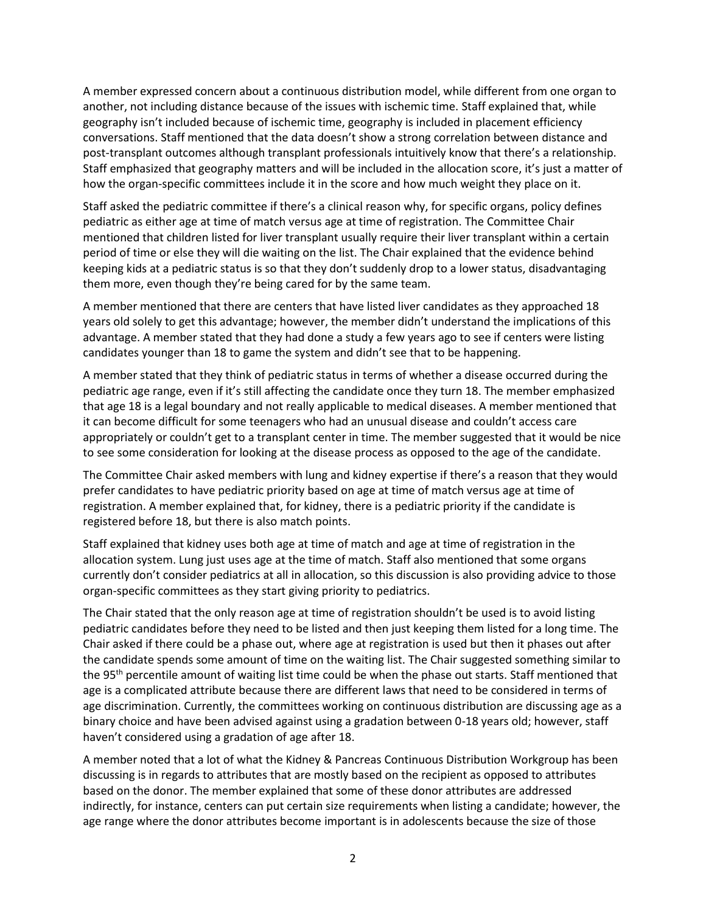A member expressed concern about a continuous distribution model, while different from one organ to another, not including distance because of the issues with ischemic time. Staff explained that, while geography isn't included because of ischemic time, geography is included in placement efficiency conversations. Staff mentioned that the data doesn't show a strong correlation between distance and post-transplant outcomes although transplant professionals intuitively know that there's a relationship. Staff emphasized that geography matters and will be included in the allocation score, it's just a matter of how the organ-specific committees include it in the score and how much weight they place on it.

Staff asked the pediatric committee if there's a clinical reason why, for specific organs, policy defines pediatric as either age at time of match versus age at time of registration. The Committee Chair mentioned that children listed for liver transplant usually require their liver transplant within a certain period of time or else they will die waiting on the list. The Chair explained that the evidence behind keeping kids at a pediatric status is so that they don't suddenly drop to a lower status, disadvantaging them more, even though they're being cared for by the same team.

A member mentioned that there are centers that have listed liver candidates as they approached 18 years old solely to get this advantage; however, the member didn't understand the implications of this advantage. A member stated that they had done a study a few years ago to see if centers were listing candidates younger than 18 to game the system and didn't see that to be happening.

A member stated that they think of pediatric status in terms of whether a disease occurred during the pediatric age range, even if it's still affecting the candidate once they turn 18. The member emphasized that age 18 is a legal boundary and not really applicable to medical diseases. A member mentioned that it can become difficult for some teenagers who had an unusual disease and couldn't access care appropriately or couldn't get to a transplant center in time. The member suggested that it would be nice to see some consideration for looking at the disease process as opposed to the age of the candidate.

The Committee Chair asked members with lung and kidney expertise if there's a reason that they would prefer candidates to have pediatric priority based on age at time of match versus age at time of registration. A member explained that, for kidney, there is a pediatric priority if the candidate is registered before 18, but there is also match points.

Staff explained that kidney uses both age at time of match and age at time of registration in the allocation system. Lung just uses age at the time of match. Staff also mentioned that some organs currently don't consider pediatrics at all in allocation, so this discussion is also providing advice to those organ-specific committees as they start giving priority to pediatrics.

The Chair stated that the only reason age at time of registration shouldn't be used is to avoid listing pediatric candidates before they need to be listed and then just keeping them listed for a long time. The Chair asked if there could be a phase out, where age at registration is used but then it phases out after the candidate spends some amount of time on the waiting list. The Chair suggested something similar to the 95th percentile amount of waiting list time could be when the phase out starts. Staff mentioned that age is a complicated attribute because there are different laws that need to be considered in terms of age discrimination. Currently, the committees working on continuous distribution are discussing age as a binary choice and have been advised against using a gradation between 0-18 years old; however, staff haven't considered using a gradation of age after 18.

A member noted that a lot of what the Kidney & Pancreas Continuous Distribution Workgroup has been discussing is in regards to attributes that are mostly based on the recipient as opposed to attributes based on the donor. The member explained that some of these donor attributes are addressed indirectly, for instance, centers can put certain size requirements when listing a candidate; however, the age range where the donor attributes become important is in adolescents because the size of those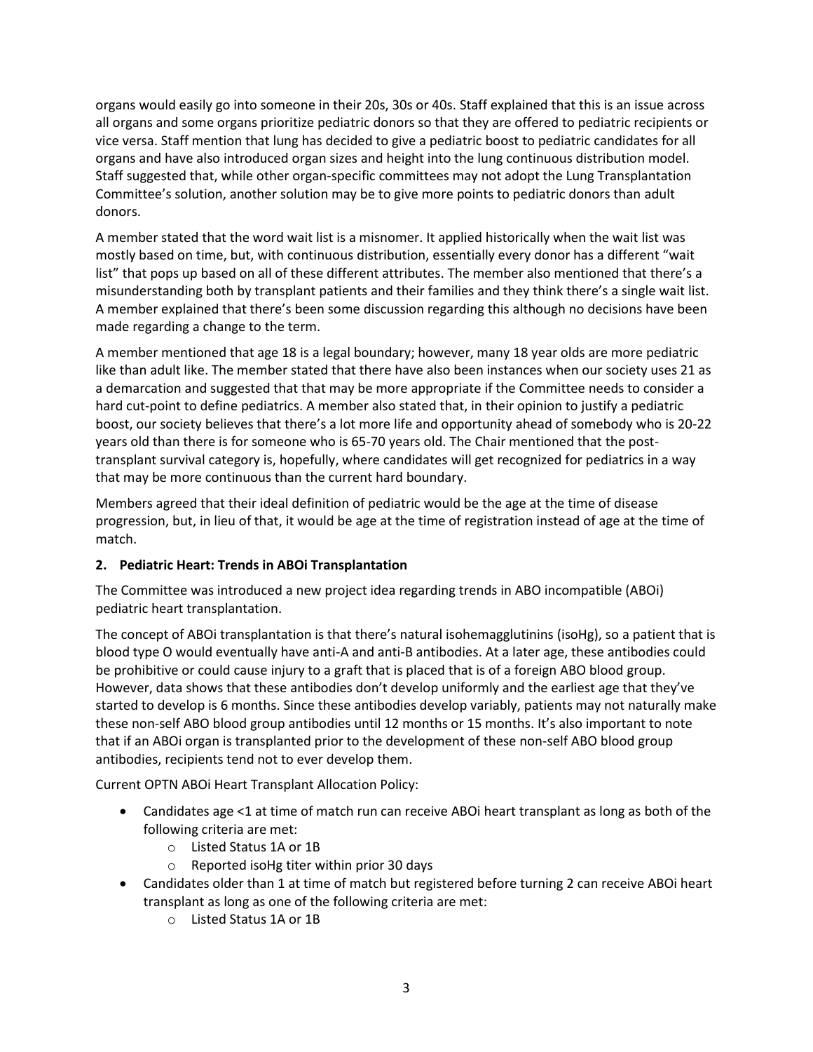organs would easily go into someone in their 20s, 30s or 40s. Staff explained that this is an issue across all organs and some organs prioritize pediatric donors so that they are offered to pediatric recipients or vice versa. Staff mention that lung has decided to give a pediatric boost to pediatric candidates for all organs and have also introduced organ sizes and height into the lung continuous distribution model. Staff suggested that, while other organ-specific committees may not adopt the Lung Transplantation Committee's solution, another solution may be to give more points to pediatric donors than adult donors.

A member stated that the word wait list is a misnomer. It applied historically when the wait list was mostly based on time, but, with continuous distribution, essentially every donor has a different "wait list" that pops up based on all of these different attributes. The member also mentioned that there's a misunderstanding both by transplant patients and their families and they think there's a single wait list. A member explained that there's been some discussion regarding this although no decisions have been made regarding a change to the term.

A member mentioned that age 18 is a legal boundary; however, many 18 year olds are more pediatric like than adult like. The member stated that there have also been instances when our society uses 21 as a demarcation and suggested that that may be more appropriate if the Committee needs to consider a hard cut-point to define pediatrics. A member also stated that, in their opinion to justify a pediatric boost, our society believes that there's a lot more life and opportunity ahead of somebody who is 20-22 years old than there is for someone who is 65-70 years old. The Chair mentioned that the post-transplant survival category is, hopefully, where candidates will get recognized for pediatrics in a way that may be more continuous than the current hard boundary.

Members agreed that their ideal definition of pediatric would be the age at the time of disease progression, but, in lieu of that, it would be age at the time of registration instead of age at the time of match.

**2. Pediatric Heart: Trends in ABOi Transplantation**

The Committee was introduced a new project idea regarding trends in ABO incompatible (ABOi) pediatric heart transplantation.

The concept of ABOi transplantation is that there's natural isohemagglutinins (isoHg), so a patient that is blood type O would eventually have anti-A and anti-B antibodies. At a later age, these antibodies could be prohibitive or could cause injury to a graft that is placed that is of a foreign ABO blood group. However, data shows that these antibodies don't develop uniformly and the earliest age that they've started to develop is 6 months. Since these antibodies develop variably, patients may not naturally make these non-self ABO blood group antibodies until 12 months or 15 months. It's also important to note that if an ABOi organ is transplanted prior to the development of these non-self ABO blood group antibodies, recipients tend not to ever develop them.

Current OPTN ABOi Heart Transplant Allocation Policy:

- Candidates age <1 at time of match run can receive ABOi heart transplant as long as both of the following criteria are met:
  - Listed Status 1A or 1B
  - Reported isoHg titer within prior 30 days
- Candidates older than 1 at time of match but registered before turning 2 can receive ABOi heart transplant as long as one of the following criteria are met:
  - Listed Status 1A or 1B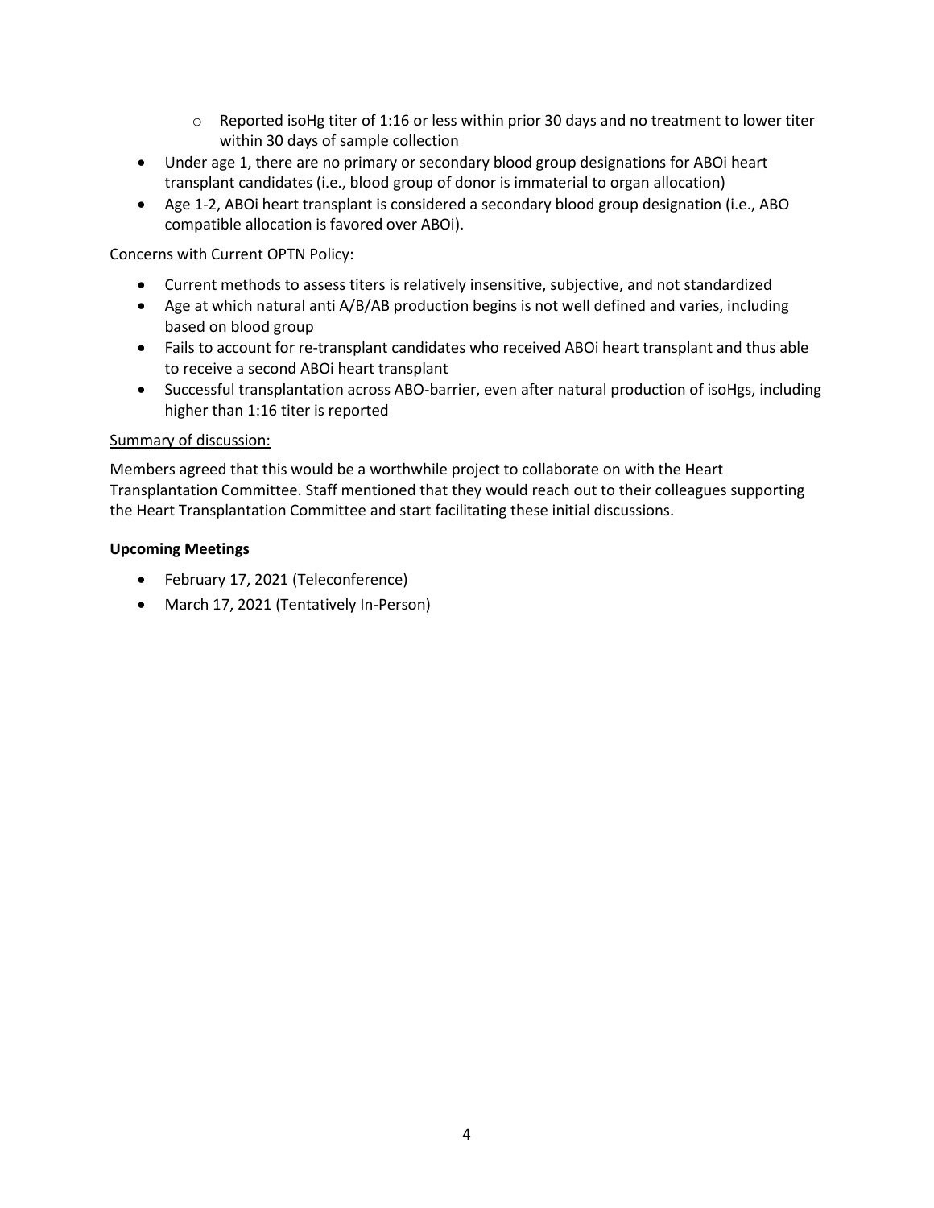- Reported isoHg titer of 1:16 or less within prior 30 days and no treatment to lower titer within 30 days of sample collection
- Under age 1, there are no primary or secondary blood group designations for ABOi heart transplant candidates (i.e., blood group of donor is immaterial to organ allocation)
- Age 1-2, ABOi heart transplant is considered a secondary blood group designation (i.e., ABO compatible allocation is favored over ABOi).

Concerns with Current OPTN Policy:

- Current methods to assess titers is relatively insensitive, subjective, and not standardized
- Age at which natural anti A/B/AB production begins is not well defined and varies, including based on blood group
- Fails to account for re-transplant candidates who received ABOi heart transplant and thus able to receive a second ABOi heart transplant
- Successful transplantation across ABO-barrier, even after natural production of isoHgs, including higher than 1:16 titer is reported

Summary of discussion:

Members agreed that this would be a worthwhile project to collaborate on with the Heart Transplantation Committee. Staff mentioned that they would reach out to their colleagues supporting the Heart Transplantation Committee and start facilitating these initial discussions.

**Upcoming Meetings**

- February 17, 2021 (Teleconference)
- March 17, 2021 (Tentatively In-Person)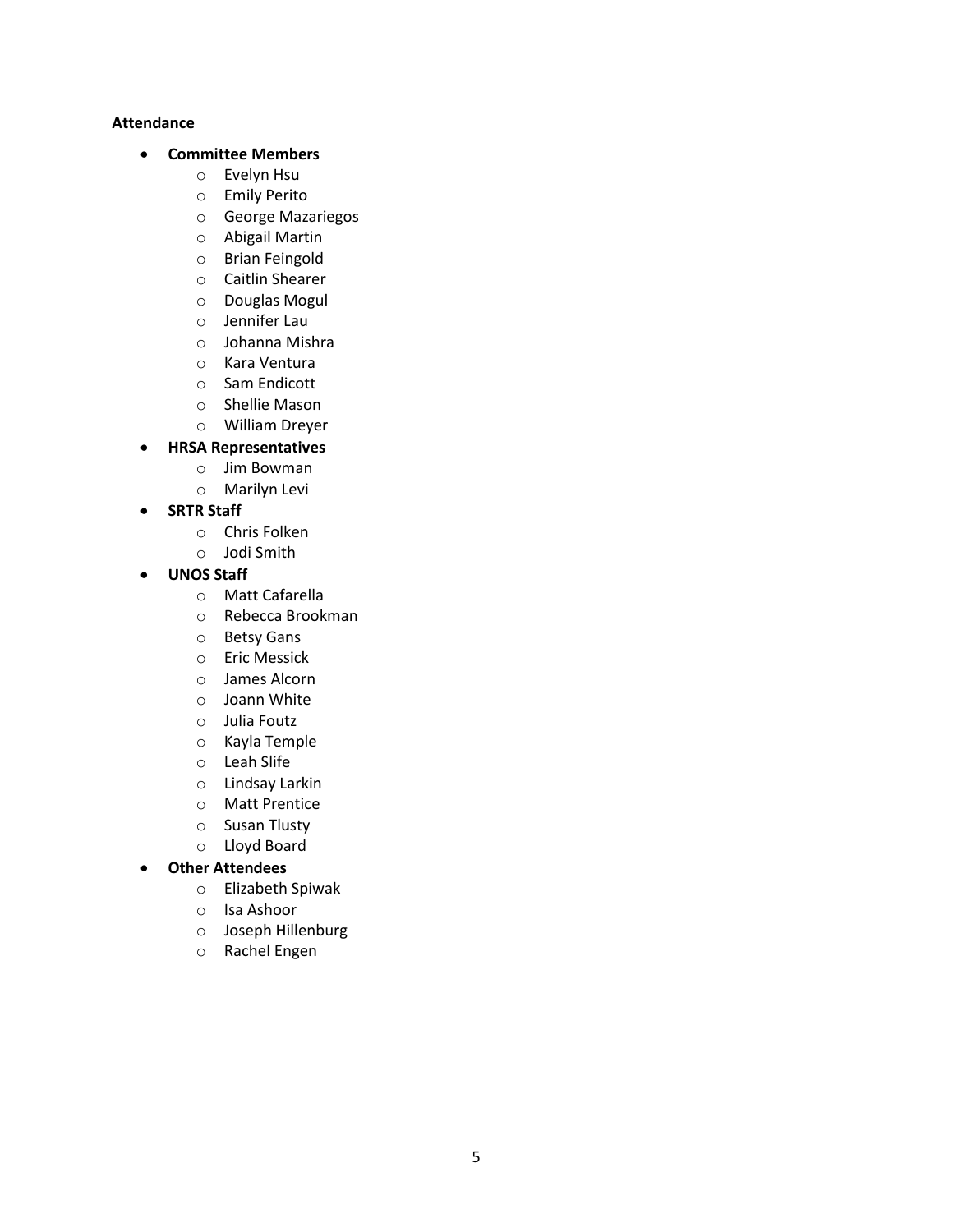**Attendance**

- **Committee Members**
  - Evelyn Hsu
  - Emily Perito
  - George Mazariegos
  - Abigail Martin
  - Brian Feingold
  - Caitlin Shearer
  - Douglas Mogul
  - Jennifer Lau
  - Johanna Mishra
  - Kara Ventura
  - Sam Endicott
  - Shellie Mason
  - William Dreyer
- **HRSA Representatives**
  - Jim Bowman
  - Marilyn Levi
- **SRTR Staff**
  - Chris Folken
  - Jodi Smith
- **UNOS Staff**
  - Matt Cafarella
  - Rebecca Brookman
  - Betsy Gans
  - Eric Messick
  - James Alcorn
  - Joann White
  - Julia Foutz
  - Kayla Temple
  - Leah Slife
  - Lindsay Larkin
  - Matt Prentice
  - Susan Tlusty
  - Lloyd Board
- **Other Attendees**
  - Elizabeth Spiwak
  - Isa Ashoor
  - Joseph Hillenburg
  - Rachel Engen